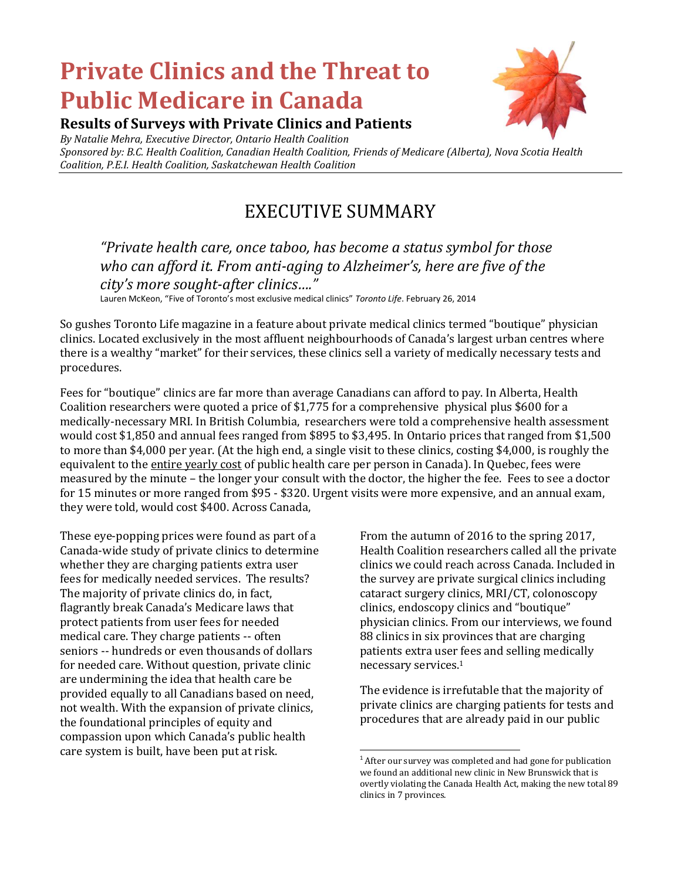# Private Clinics and the Threat to Public Medicare in Canada

**Results of Surveys with Private Clinics and Patients**

*By Natalie Mehra, Executive Director, Ontario Health Coalition*
*Sponsored by: B.C. Health Coalition, Canadian Health Coalition, Friends of Medicare (Alberta), Nova Scotia Health Coalition, P.E.I. Health Coalition, Saskatchewan Health Coalition*

## EXECUTIVE SUMMARY

> *"Private health care, once taboo, has become a status symbol for those who can afford it. From anti-aging to Alzheimer's, here are five of the city's more sought-after clinics…."*
>
> Lauren McKeon, "Five of Toronto's most exclusive medical clinics" *Toronto Life*. February 26, 2014

So gushes Toronto Life magazine in a feature about private medical clinics termed "boutique" physician clinics. Located exclusively in the most affluent neighbourhoods of Canada's largest urban centres where there is a wealthy "market" for their services, these clinics sell a variety of medically necessary tests and procedures.

Fees for "boutique" clinics are far more than average Canadians can afford to pay. In Alberta, Health Coalition researchers were quoted a price of $1,775 for a comprehensive physical plus $600 for a medically-necessary MRI. In British Columbia, researchers were told a comprehensive health assessment would cost $1,850 and annual fees ranged from $895 to $3,495. In Ontario prices that ranged from $1,500 to more than $4,000 per year. (At the high end, a single visit to these clinics, costing $4,000, is roughly the equivalent to the entire yearly cost of public health care per person in Canada). In Quebec, fees were measured by the minute – the longer your consult with the doctor, the higher the fee. Fees to see a doctor for 15 minutes or more ranged from $95 - $320. Urgent visits were more expensive, and an annual exam, they were told, would cost $400. Across Canada,

These eye-popping prices were found as part of a Canada-wide study of private clinics to determine whether they are charging patients extra user fees for medically needed services. The results? The majority of private clinics do, in fact, flagrantly break Canada's Medicare laws that protect patients from user fees for needed medical care. They charge patients -- often seniors -- hundreds or even thousands of dollars for needed care. Without question, private clinic are undermining the idea that health care be provided equally to all Canadians based on need, not wealth. With the expansion of private clinics, the foundational principles of equity and compassion upon which Canada's public health care system is built, have been put at risk.

From the autumn of 2016 to the spring 2017, Health Coalition researchers called all the private clinics we could reach across Canada. Included in the survey are private surgical clinics including cataract surgery clinics, MRI/CT, colonoscopy clinics, endoscopy clinics and "boutique" physician clinics. From our interviews, we found 88 clinics in six provinces that are charging patients extra user fees and selling medically necessary services.[1]

The evidence is irrefutable that the majority of private clinics are charging patients for tests and procedures that are already paid in our public

[1] After our survey was completed and had gone for publication we found an additional new clinic in New Brunswick that is overtly violating the Canada Health Act, making the new total 89 clinics in 7 provinces.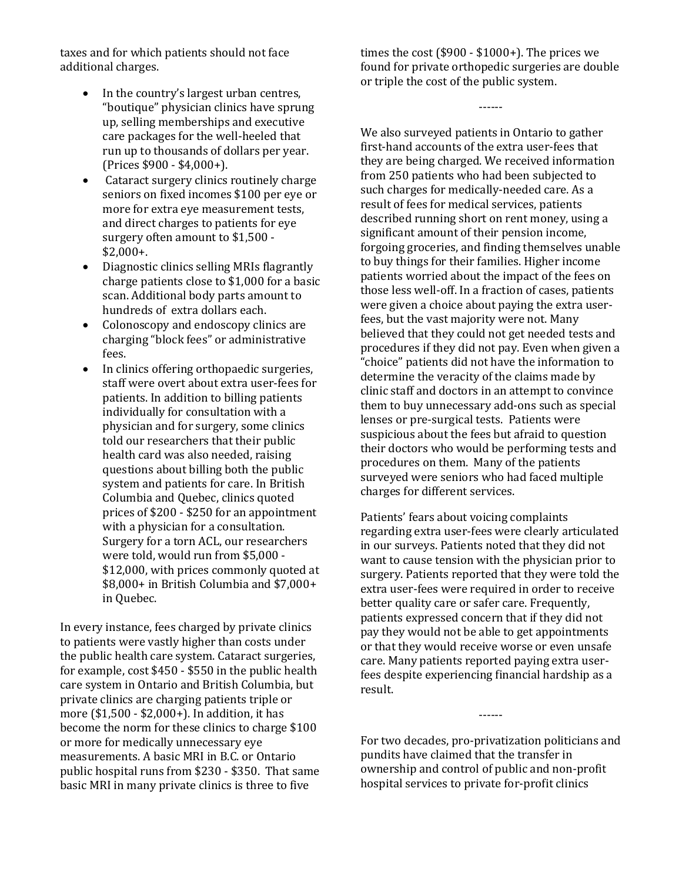taxes and for which patients should not face additional charges.

- In the country's largest urban centres, "boutique" physician clinics have sprung up, selling memberships and executive care packages for the well-heeled that run up to thousands of dollars per year. (Prices $900 - $4,000+).
- Cataract surgery clinics routinely charge seniors on fixed incomes $100 per eye or more for extra eye measurement tests, and direct charges to patients for eye surgery often amount to $1,500 - $2,000+.
- Diagnostic clinics selling MRIs flagrantly charge patients close to $1,000 for a basic scan. Additional body parts amount to hundreds of extra dollars each.
- Colonoscopy and endoscopy clinics are charging "block fees" or administrative fees.
- In clinics offering orthopaedic surgeries, staff were overt about extra user-fees for patients. In addition to billing patients individually for consultation with a physician and for surgery, some clinics told our researchers that their public health card was also needed, raising questions about billing both the public system and patients for care. In British Columbia and Quebec, clinics quoted prices of $200 - $250 for an appointment with a physician for a consultation. Surgery for a torn ACL, our researchers were told, would run from $5,000 - $12,000, with prices commonly quoted at $8,000+ in British Columbia and $7,000+ in Quebec.

In every instance, fees charged by private clinics to patients were vastly higher than costs under the public health care system. Cataract surgeries, for example, cost $450 - $550 in the public health care system in Ontario and British Columbia, but private clinics are charging patients triple or more ($1,500 - $2,000+). In addition, it has become the norm for these clinics to charge $100 or more for medically unnecessary eye measurements. A basic MRI in B.C. or Ontario public hospital runs from $230 - $350. That same basic MRI in many private clinics is three to five times the cost ($900 - $1000+). The prices we found for private orthopedic surgeries are double or triple the cost of the public system.

------

We also surveyed patients in Ontario to gather first-hand accounts of the extra user-fees that they are being charged. We received information from 250 patients who had been subjected to such charges for medically-needed care. As a result of fees for medical services, patients described running short on rent money, using a significant amount of their pension income, forgoing groceries, and finding themselves unable to buy things for their families. Higher income patients worried about the impact of the fees on those less well-off. In a fraction of cases, patients were given a choice about paying the extra user-fees, but the vast majority were not. Many believed that they could not get needed tests and procedures if they did not pay. Even when given a "choice" patients did not have the information to determine the veracity of the claims made by clinic staff and doctors in an attempt to convince them to buy unnecessary add-ons such as special lenses or pre-surgical tests. Patients were suspicious about the fees but afraid to question their doctors who would be performing tests and procedures on them. Many of the patients surveyed were seniors who had faced multiple charges for different services.

Patients' fears about voicing complaints regarding extra user-fees were clearly articulated in our surveys. Patients noted that they did not want to cause tension with the physician prior to surgery. Patients reported that they were told the extra user-fees were required in order to receive better quality care or safer care. Frequently, patients expressed concern that if they did not pay they would not be able to get appointments or that they would receive worse or even unsafe care. Many patients reported paying extra user-fees despite experiencing financial hardship as a result.

------

For two decades, pro-privatization politicians and pundits have claimed that the transfer in ownership and control of public and non-profit hospital services to private for-profit clinics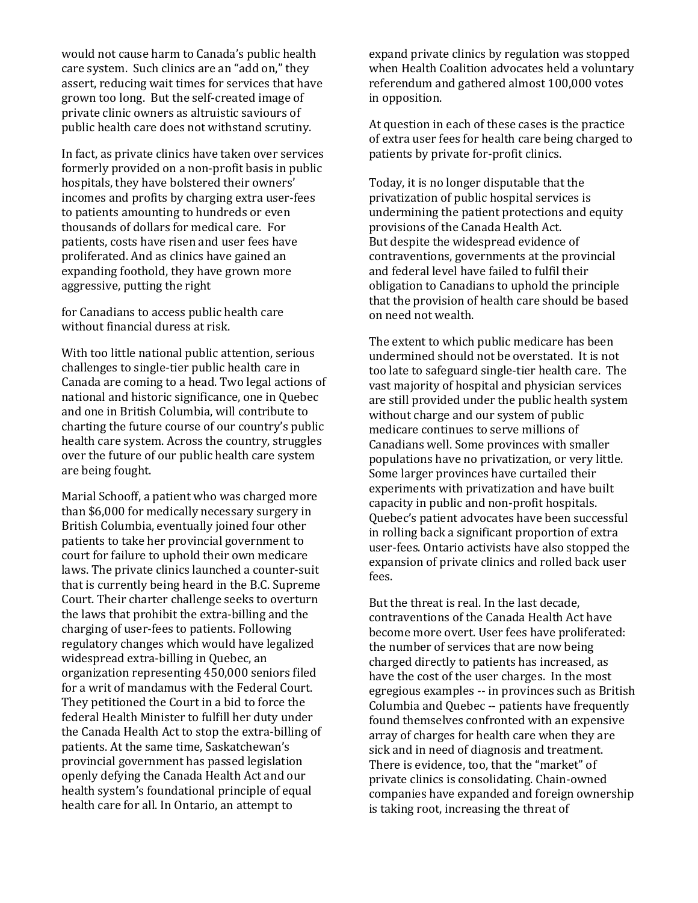would not cause harm to Canada's public health care system. Such clinics are an "add on," they assert, reducing wait times for services that have grown too long. But the self-created image of private clinic owners as altruistic saviours of public health care does not withstand scrutiny.

In fact, as private clinics have taken over services formerly provided on a non-profit basis in public hospitals, they have bolstered their owners' incomes and profits by charging extra user-fees to patients amounting to hundreds or even thousands of dollars for medical care. For patients, costs have risen and user fees have proliferated. And as clinics have gained an expanding foothold, they have grown more aggressive, putting the right

for Canadians to access public health care without financial duress at risk.

With too little national public attention, serious challenges to single-tier public health care in Canada are coming to a head. Two legal actions of national and historic significance, one in Quebec and one in British Columbia, will contribute to charting the future course of our country's public health care system. Across the country, struggles over the future of our public health care system are being fought.

Marial Schooff, a patient who was charged more than $6,000 for medically necessary surgery in British Columbia, eventually joined four other patients to take her provincial government to court for failure to uphold their own medicare laws. The private clinics launched a counter-suit that is currently being heard in the B.C. Supreme Court. Their charter challenge seeks to overturn the laws that prohibit the extra-billing and the charging of user-fees to patients. Following regulatory changes which would have legalized widespread extra-billing in Quebec, an organization representing 450,000 seniors filed for a writ of mandamus with the Federal Court. They petitioned the Court in a bid to force the federal Health Minister to fulfill her duty under the Canada Health Act to stop the extra-billing of patients. At the same time, Saskatchewan's provincial government has passed legislation openly defying the Canada Health Act and our health system's foundational principle of equal health care for all. In Ontario, an attempt to expand private clinics by regulation was stopped when Health Coalition advocates held a voluntary referendum and gathered almost 100,000 votes in opposition.

At question in each of these cases is the practice of extra user fees for health care being charged to patients by private for-profit clinics.

Today, it is no longer disputable that the privatization of public hospital services is undermining the patient protections and equity provisions of the Canada Health Act.
But despite the widespread evidence of contraventions, governments at the provincial and federal level have failed to fulfil their obligation to Canadians to uphold the principle that the provision of health care should be based on need not wealth.

The extent to which public medicare has been undermined should not be overstated. It is not too late to safeguard single-tier health care. The vast majority of hospital and physician services are still provided under the public health system without charge and our system of public medicare continues to serve millions of Canadians well. Some provinces with smaller populations have no privatization, or very little. Some larger provinces have curtailed their experiments with privatization and have built capacity in public and non-profit hospitals. Quebec's patient advocates have been successful in rolling back a significant proportion of extra user-fees. Ontario activists have also stopped the expansion of private clinics and rolled back user fees.

But the threat is real. In the last decade, contraventions of the Canada Health Act have become more overt. User fees have proliferated: the number of services that are now being charged directly to patients has increased, as have the cost of the user charges. In the most egregious examples -- in provinces such as British Columbia and Quebec -- patients have frequently found themselves confronted with an expensive array of charges for health care when they are sick and in need of diagnosis and treatment. There is evidence, too, that the "market" of private clinics is consolidating. Chain-owned companies have expanded and foreign ownership is taking root, increasing the threat of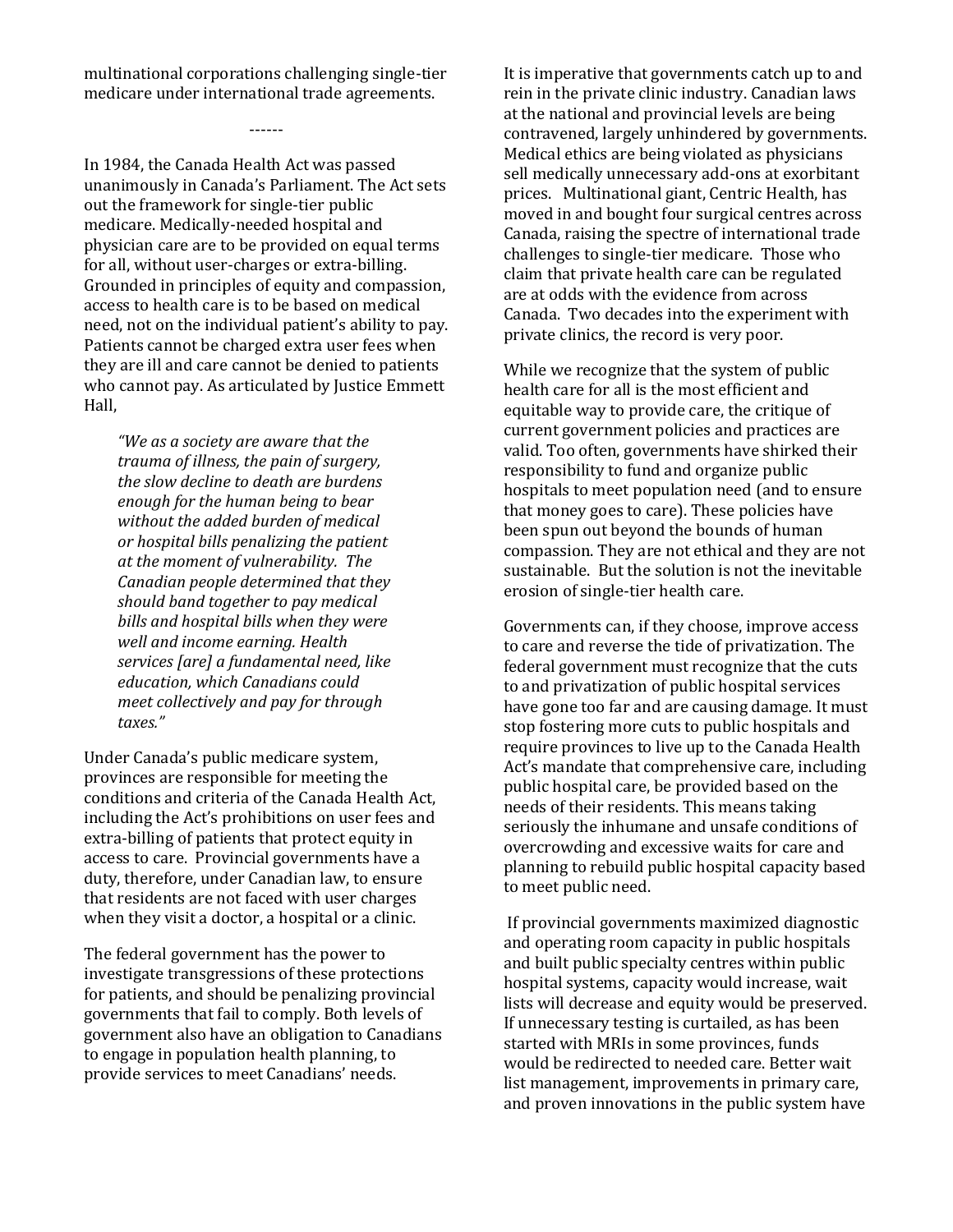multinational corporations challenging single-tier medicare under international trade agreements.

------

In 1984, the Canada Health Act was passed unanimously in Canada's Parliament. The Act sets out the framework for single-tier public medicare. Medically-needed hospital and physician care are to be provided on equal terms for all, without user-charges or extra-billing. Grounded in principles of equity and compassion, access to health care is to be based on medical need, not on the individual patient's ability to pay. Patients cannot be charged extra user fees when they are ill and care cannot be denied to patients who cannot pay. As articulated by Justice Emmett Hall,

> *"We as a society are aware that the trauma of illness, the pain of surgery, the slow decline to death are burdens enough for the human being to bear without the added burden of medical or hospital bills penalizing the patient at the moment of vulnerability. The Canadian people determined that they should band together to pay medical bills and hospital bills when they were well and income earning. Health services [are] a fundamental need, like education, which Canadians could meet collectively and pay for through taxes."*

Under Canada's public medicare system, provinces are responsible for meeting the conditions and criteria of the Canada Health Act, including the Act's prohibitions on user fees and extra-billing of patients that protect equity in access to care. Provincial governments have a duty, therefore, under Canadian law, to ensure that residents are not faced with user charges when they visit a doctor, a hospital or a clinic.

The federal government has the power to investigate transgressions of these protections for patients, and should be penalizing provincial governments that fail to comply. Both levels of government also have an obligation to Canadians to engage in population health planning, to provide services to meet Canadians' needs.

It is imperative that governments catch up to and rein in the private clinic industry. Canadian laws at the national and provincial levels are being contravened, largely unhindered by governments. Medical ethics are being violated as physicians sell medically unnecessary add-ons at exorbitant prices. Multinational giant, Centric Health, has moved in and bought four surgical centres across Canada, raising the spectre of international trade challenges to single-tier medicare. Those who claim that private health care can be regulated are at odds with the evidence from across Canada. Two decades into the experiment with private clinics, the record is very poor.

While we recognize that the system of public health care for all is the most efficient and equitable way to provide care, the critique of current government policies and practices are valid. Too often, governments have shirked their responsibility to fund and organize public hospitals to meet population need (and to ensure that money goes to care). These policies have been spun out beyond the bounds of human compassion. They are not ethical and they are not sustainable. But the solution is not the inevitable erosion of single-tier health care.

Governments can, if they choose, improve access to care and reverse the tide of privatization. The federal government must recognize that the cuts to and privatization of public hospital services have gone too far and are causing damage. It must stop fostering more cuts to public hospitals and require provinces to live up to the Canada Health Act's mandate that comprehensive care, including public hospital care, be provided based on the needs of their residents. This means taking seriously the inhumane and unsafe conditions of overcrowding and excessive waits for care and planning to rebuild public hospital capacity based to meet public need.

If provincial governments maximized diagnostic and operating room capacity in public hospitals and built public specialty centres within public hospital systems, capacity would increase, wait lists will decrease and equity would be preserved. If unnecessary testing is curtailed, as has been started with MRIs in some provinces, funds would be redirected to needed care. Better wait list management, improvements in primary care, and proven innovations in the public system have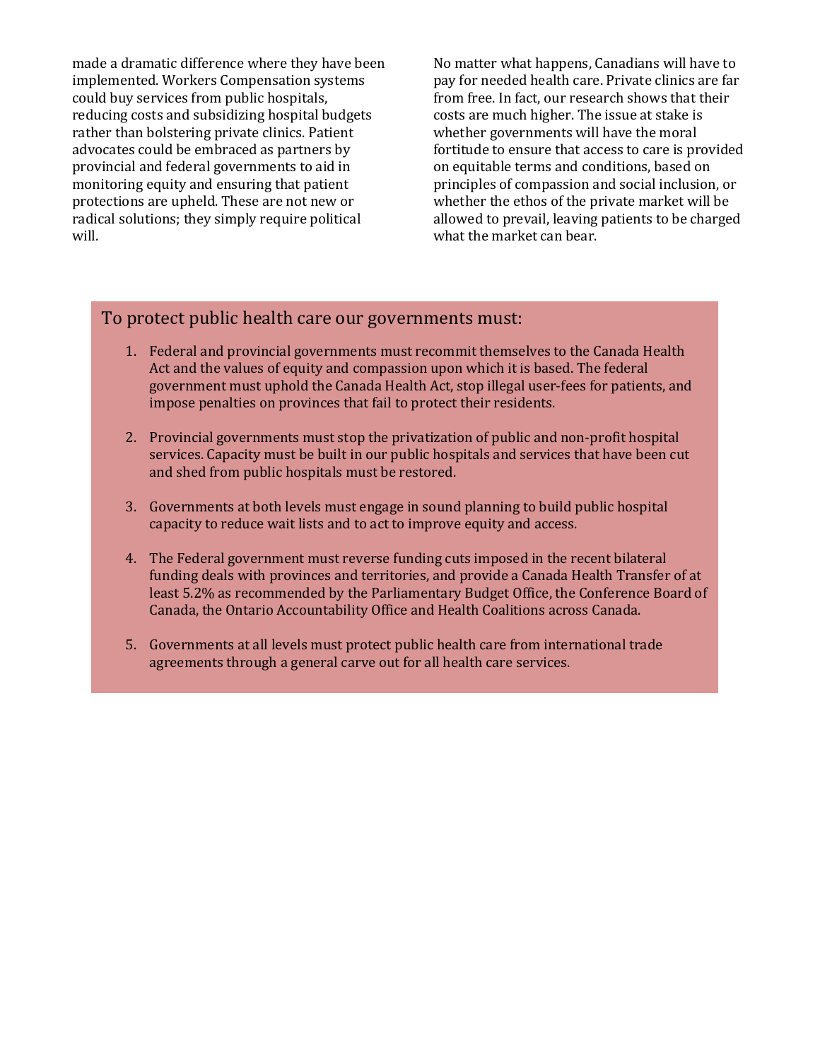made a dramatic difference where they have been implemented. Workers Compensation systems could buy services from public hospitals, reducing costs and subsidizing hospital budgets rather than bolstering private clinics. Patient advocates could be embraced as partners by provincial and federal governments to aid in monitoring equity and ensuring that patient protections are upheld. These are not new or radical solutions; they simply require political will.

No matter what happens, Canadians will have to pay for needed health care. Private clinics are far from free. In fact, our research shows that their costs are much higher. The issue at stake is whether governments will have the moral fortitude to ensure that access to care is provided on equitable terms and conditions, based on principles of compassion and social inclusion, or whether the ethos of the private market will be allowed to prevail, leaving patients to be charged what the market can bear.

## To protect public health care our governments must:

1. Federal and provincial governments must recommit themselves to the Canada Health Act and the values of equity and compassion upon which it is based. The federal government must uphold the Canada Health Act, stop illegal user-fees for patients, and impose penalties on provinces that fail to protect their residents.

2. Provincial governments must stop the privatization of public and non-profit hospital services. Capacity must be built in our public hospitals and services that have been cut and shed from public hospitals must be restored.

3. Governments at both levels must engage in sound planning to build public hospital capacity to reduce wait lists and to act to improve equity and access.

4. The Federal government must reverse funding cuts imposed in the recent bilateral funding deals with provinces and territories, and provide a Canada Health Transfer of at least 5.2% as recommended by the Parliamentary Budget Office, the Conference Board of Canada, the Ontario Accountability Office and Health Coalitions across Canada.

5. Governments at all levels must protect public health care from international trade agreements through a general carve out for all health care services.